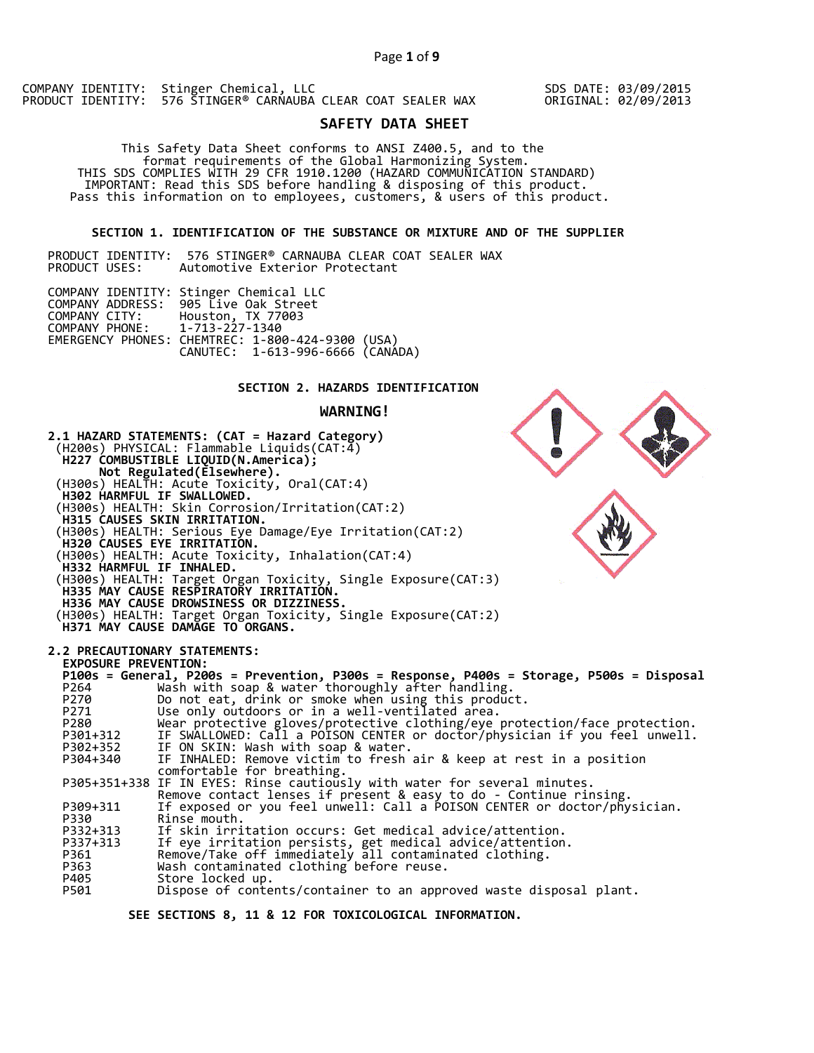COMPANY IDENTITY: Stinger Chemical, LLC
PRODUCT IDENTITY: 576 STINGER® CARNAUBA CLEAR COAT SEALER WAX

SDS DATE: 03/09/2015
ORIGINAL: 02/09/2013

# SAFETY DATA SHEET

This Safety Data Sheet conforms to ANSI Z400.5, and to the format requirements of the Global Harmonizing System.
THIS SDS COMPLIES WITH 29 CFR 1910.1200 (HAZARD COMMUNICATION STANDARD)
IMPORTANT: Read this SDS before handling & disposing of this product.
Pass this information on to employees, customers, & users of this product.

## SECTION 1. IDENTIFICATION OF THE SUBSTANCE OR MIXTURE AND OF THE SUPPLIER

PRODUCT IDENTITY: 576 STINGER® CARNAUBA CLEAR COAT SEALER WAX
PRODUCT USES: Automotive Exterior Protectant

COMPANY IDENTITY: Stinger Chemical LLC
COMPANY ADDRESS: 905 Live Oak Street
COMPANY CITY: Houston, TX 77003
COMPANY PHONE: 1-713-227-1340
EMERGENCY PHONES: CHEMTREC: 1-800-424-9300 (USA)
CANUTEC: 1-613-996-6666 (CANADA)

## SECTION 2. HAZARDS IDENTIFICATION

**WARNING!**

**2.1 HAZARD STATEMENTS: (CAT = Hazard Category)**

(H200s) PHYSICAL: Flammable Liquids(CAT:4)
**H227 COMBUSTIBLE LIQUID(N.America);**
**Not Regulated(Elsewhere).**
(H300s) HEALTH: Acute Toxicity, Oral(CAT:4)
**H302 HARMFUL IF SWALLOWED.**
(H300s) HEALTH: Skin Corrosion/Irritation(CAT:2)
**H315 CAUSES SKIN IRRITATION.**
(H300s) HEALTH: Serious Eye Damage/Eye Irritation(CAT:2)
**H320 CAUSES EYE IRRITATION.**
(H300s) HEALTH: Acute Toxicity, Inhalation(CAT:4)
**H332 HARMFUL IF INHALED.**
(H300s) HEALTH: Target Organ Toxicity, Single Exposure(CAT:3)
**H335 MAY CAUSE RESPIRATORY IRRITATION.**
**H336 MAY CAUSE DROWSINESS OR DIZZINESS.**
(H300s) HEALTH: Target Organ Toxicity, Single Exposure(CAT:2)
**H371 MAY CAUSE DAMAGE TO ORGANS.**

**2.2 PRECAUTIONARY STATEMENTS:**

**EXPOSURE PREVENTION:**

**P100s = General, P200s = Prevention, P300s = Response, P400s = Storage, P500s = Disposal**

| | |
|---|---|
| P264 | Wash with soap & water thoroughly after handling. |
| P270 | Do not eat, drink or smoke when using this product. |
| P271 | Use only outdoors or in a well-ventilated area. |
| P280 | Wear protective gloves/protective clothing/eye protection/face protection. |
| P301+312 | IF SWALLOWED: Call a POISON CENTER or doctor/physician if you feel unwell. |
| P302+352 | IF ON SKIN: Wash with soap & water. |
| P304+340 | IF INHALED: Remove victim to fresh air & keep at rest in a position comfortable for breathing. |
| P305+351+338 | IF IN EYES: Rinse cautiously with water for several minutes. Remove contact lenses if present & easy to do - Continue rinsing. |
| P309+311 | If exposed or you feel unwell: Call a POISON CENTER or doctor/physician. |
| P330 | Rinse mouth. |
| P332+313 | If skin irritation occurs: Get medical advice/attention. |
| P337+313 | If eye irritation persists, get medical advice/attention. |
| P361 | Remove/Take off immediately all contaminated clothing. |
| P363 | Wash contaminated clothing before reuse. |
| P405 | Store locked up. |
| P501 | Dispose of contents/container to an approved waste disposal plant. |

**SEE SECTIONS 8, 11 & 12 FOR TOXICOLOGICAL INFORMATION.**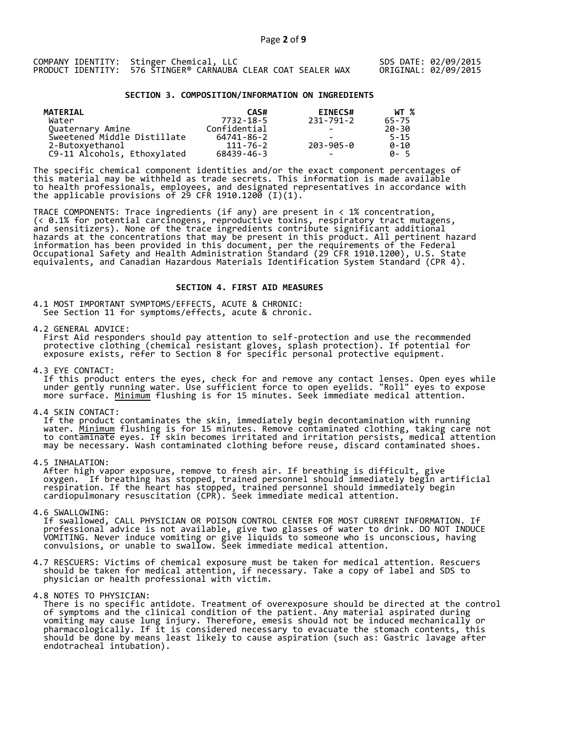COMPANY IDENTITY: Stinger Chemical, LLC SDS DATE: 02/09/2015
PRODUCT IDENTITY: 576 STINGER® CARNAUBA CLEAR COAT SEALER WAX ORIGINAL: 02/09/2015

## SECTION 3. COMPOSITION/INFORMATION ON INGREDIENTS

| MATERIAL | CAS# | EINECS# | WT % |
|---|---|---|---|
| Water | 7732-18-5 | 231-791-2 | 65-75 |
| Quaternary Amine | Confidential | - | 20-30 |
| Sweetened Middle Distillate | 64741-86-2 | - | 5-15 |
| 2-Butoxyethanol | 111-76-2 | 203-905-0 | 0-10 |
| C9-11 Alcohols, Ethoxylated | 68439-46-3 | - | 0- 5 |

The specific chemical component identities and/or the exact component percentages of this material may be withheld as trade secrets. This information is made available to health professionals, employees, and designated representatives in accordance with the applicable provisions of 29 CFR 1910.1200 (I)(1).

TRACE COMPONENTS: Trace ingredients (if any) are present in < 1% concentration, (< 0.1% for potential carcinogens, reproductive toxins, respiratory tract mutagens, and sensitizers). None of the trace ingredients contribute significant additional hazards at the concentrations that may be present in this product. All pertinent hazard information has been provided in this document, per the requirements of the Federal Occupational Safety and Health Administration Standard (29 CFR 1910.1200), U.S. State equivalents, and Canadian Hazardous Materials Identification System Standard (CPR 4).

## SECTION 4. FIRST AID MEASURES

4.1 MOST IMPORTANT SYMPTOMS/EFFECTS, ACUTE & CHRONIC:
See Section 11 for symptoms/effects, acute & chronic.

4.2 GENERAL ADVICE:
First Aid responders should pay attention to self-protection and use the recommended protective clothing (chemical resistant gloves, splash protection). If potential for exposure exists, refer to Section 8 for specific personal protective equipment.

4.3 EYE CONTACT:
If this product enters the eyes, check for and remove any contact lenses. Open eyes while under gently running water. Use sufficient force to open eyelids. "Roll" eyes to expose more surface. Minimum flushing is for 15 minutes. Seek immediate medical attention.

4.4 SKIN CONTACT:
If the product contaminates the skin, immediately begin decontamination with running water. Minimum flushing is for 15 minutes. Remove contaminated clothing, taking care not to contaminate eyes. If skin becomes irritated and irritation persists, medical attention may be necessary. Wash contaminated clothing before reuse, discard contaminated shoes.

4.5 INHALATION:
After high vapor exposure, remove to fresh air. If breathing is difficult, give oxygen. If breathing has stopped, trained personnel should immediately begin artificial respiration. If the heart has stopped, trained personnel should immediately begin cardiopulmonary resuscitation (CPR). Seek immediate medical attention.

4.6 SWALLOWING:
If swallowed, CALL PHYSICIAN OR POISON CONTROL CENTER FOR MOST CURRENT INFORMATION. If professional advice is not available, give two glasses of water to drink. DO NOT INDUCE VOMITING. Never induce vomiting or give liquids to someone who is unconscious, having convulsions, or unable to swallow. Seek immediate medical attention.

4.7 RESCUERS: Victims of chemical exposure must be taken for medical attention. Rescuers should be taken for medical attention, if necessary. Take a copy of label and SDS to physician or health professional with victim.

4.8 NOTES TO PHYSICIAN:
There is no specific antidote. Treatment of overexposure should be directed at the control of symptoms and the clinical condition of the patient. Any material aspirated during vomiting may cause lung injury. Therefore, emesis should not be induced mechanically or pharmacologically. If it is considered necessary to evacuate the stomach contents, this should be done by means least likely to cause aspiration (such as: Gastric lavage after endotracheal intubation).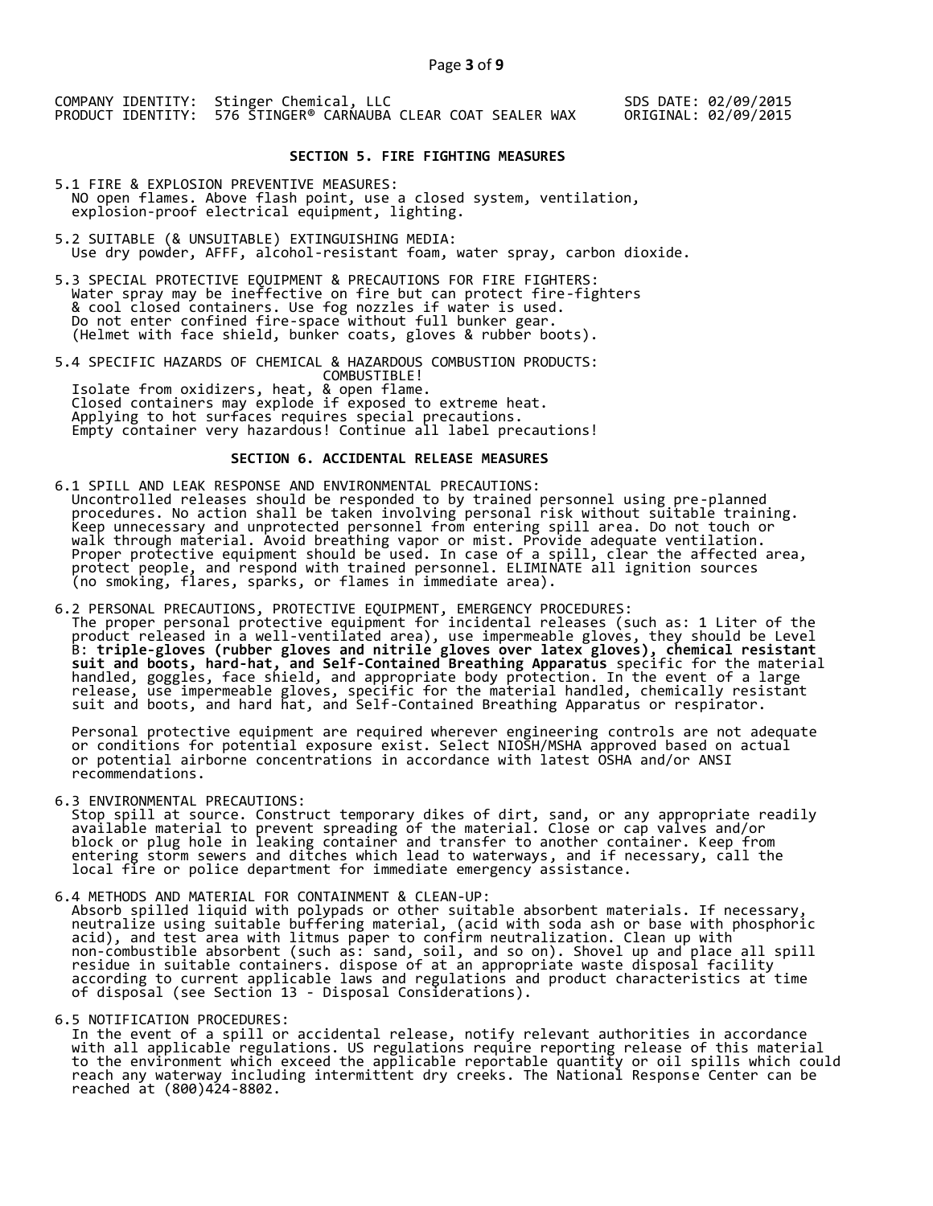COMPANY IDENTITY: Stinger Chemical, LLC
PRODUCT IDENTITY: 576 STINGER® CARNAUBA CLEAR COAT SEALER WAX

SDS DATE: 02/09/2015
ORIGINAL: 02/09/2015

## SECTION 5. FIRE FIGHTING MEASURES

5.1 FIRE & EXPLOSION PREVENTIVE MEASURES:
NO open flames. Above flash point, use a closed system, ventilation, explosion-proof electrical equipment, lighting.

5.2 SUITABLE (& UNSUITABLE) EXTINGUISHING MEDIA:
Use dry powder, AFFF, alcohol-resistant foam, water spray, carbon dioxide.

5.3 SPECIAL PROTECTIVE EQUIPMENT & PRECAUTIONS FOR FIRE FIGHTERS:
Water spray may be ineffective on fire but can protect fire-fighters & cool closed containers. Use fog nozzles if water is used. Do not enter confined fire-space without full bunker gear. (Helmet with face shield, bunker coats, gloves & rubber boots).

5.4 SPECIFIC HAZARDS OF CHEMICAL & HAZARDOUS COMBUSTION PRODUCTS:
COMBUSTIBLE!
Isolate from oxidizers, heat, & open flame.
Closed containers may explode if exposed to extreme heat.
Applying to hot surfaces requires special precautions.
Empty container very hazardous! Continue all label precautions!

## SECTION 6. ACCIDENTAL RELEASE MEASURES

6.1 SPILL AND LEAK RESPONSE AND ENVIRONMENTAL PRECAUTIONS:
Uncontrolled releases should be responded to by trained personnel using pre-planned procedures. No action shall be taken involving personal risk without suitable training. Keep unnecessary and unprotected personnel from entering spill area. Do not touch or walk through material. Avoid breathing vapor or mist. Provide adequate ventilation. Proper protective equipment should be used. In case of a spill, clear the affected area, protect people, and respond with trained personnel. ELIMINATE all ignition sources (no smoking, flares, sparks, or flames in immediate area).

6.2 PERSONAL PRECAUTIONS, PROTECTIVE EQUIPMENT, EMERGENCY PROCEDURES:
The proper personal protective equipment for incidental releases (such as: 1 Liter of the product released in a well-ventilated area), use impermeable gloves, they should be Level B: **triple-gloves (rubber gloves and nitrile gloves over latex gloves), chemical resistant suit and boots, hard-hat, and Self-Contained Breathing Apparatus** specific for the material handled, goggles, face shield, and appropriate body protection. In the event of a large release, use impermeable gloves, specific for the material handled, chemically resistant suit and boots, and hard hat, and Self-Contained Breathing Apparatus or respirator.

Personal protective equipment are required wherever engineering controls are not adequate or conditions for potential exposure exist. Select NIOSH/MSHA approved based on actual or potential airborne concentrations in accordance with latest OSHA and/or ANSI recommendations.

6.3 ENVIRONMENTAL PRECAUTIONS:
Stop spill at source. Construct temporary dikes of dirt, sand, or any appropriate readily available material to prevent spreading of the material. Close or cap valves and/or block or plug hole in leaking container and transfer to another container. Keep from entering storm sewers and ditches which lead to waterways, and if necessary, call the local fire or police department for immediate emergency assistance.

6.4 METHODS AND MATERIAL FOR CONTAINMENT & CLEAN-UP:
Absorb spilled liquid with polypads or other suitable absorbent materials. If necessary, neutralize using suitable buffering material, (acid with soda ash or base with phosphoric acid), and test area with litmus paper to confirm neutralization. Clean up with non-combustible absorbent (such as: sand, soil, and so on). Shovel up and place all spill residue in suitable containers. dispose of at an appropriate waste disposal facility according to current applicable laws and regulations and product characteristics at time of disposal (see Section 13 - Disposal Considerations).

6.5 NOTIFICATION PROCEDURES:
In the event of a spill or accidental release, notify relevant authorities in accordance with all applicable regulations. US regulations require reporting release of this material to the environment which exceed the applicable reportable quantity or oil spills which could reach any waterway including intermittent dry creeks. The National Response Center can be reached at (800)424-8802.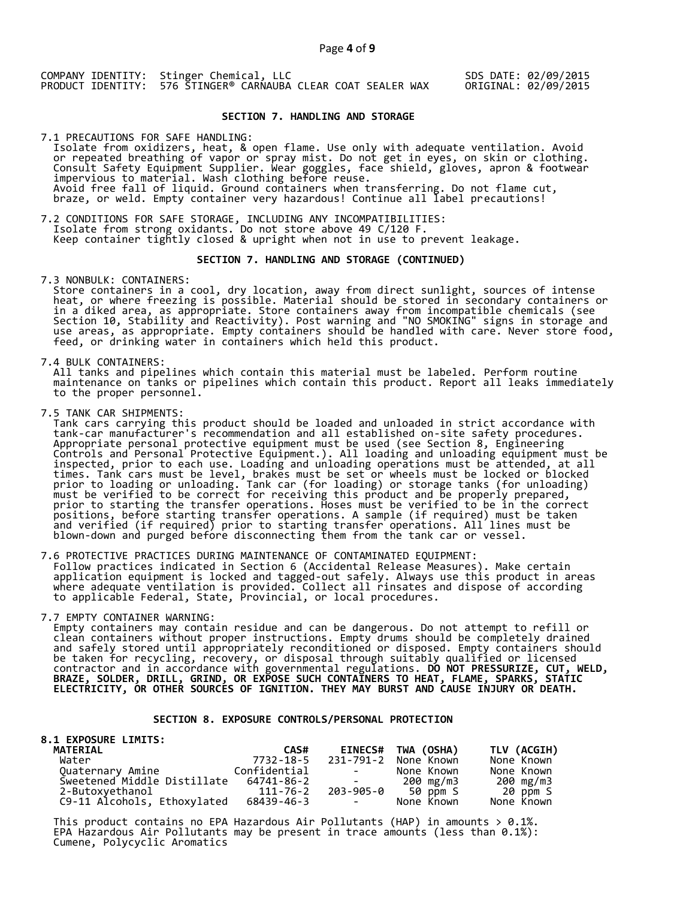COMPANY IDENTITY: Stinger Chemical, LLC  SDS DATE: 02/09/2015
PRODUCT IDENTITY: 576 STINGER® CARNAUBA CLEAR COAT SEALER WAX  ORIGINAL: 02/09/2015

## SECTION 7. HANDLING AND STORAGE

7.1 PRECAUTIONS FOR SAFE HANDLING:
Isolate from oxidizers, heat, & open flame. Use only with adequate ventilation. Avoid or repeated breathing of vapor or spray mist. Do not get in eyes, on skin or clothing. Consult Safety Equipment Supplier. Wear goggles, face shield, gloves, apron & footwear impervious to material. Wash clothing before reuse.
Avoid free fall of liquid. Ground containers when transferring. Do not flame cut, braze, or weld. Empty container very hazardous! Continue all label precautions!

7.2 CONDITIONS FOR SAFE STORAGE, INCLUDING ANY INCOMPATIBILITIES:
Isolate from strong oxidants. Do not store above 49 C/120 F.
Keep container tightly closed & upright when not in use to prevent leakage.

## SECTION 7. HANDLING AND STORAGE (CONTINUED)

7.3 NONBULK: CONTAINERS:
Store containers in a cool, dry location, away from direct sunlight, sources of intense heat, or where freezing is possible. Material should be stored in secondary containers or in a diked area, as appropriate. Store containers away from incompatible chemicals (see Section 10, Stability and Reactivity). Post warning and "NO SMOKING" signs in storage and use areas, as appropriate. Empty containers should be handled with care. Never store food, feed, or drinking water in containers which held this product.

7.4 BULK CONTAINERS:
All tanks and pipelines which contain this material must be labeled. Perform routine maintenance on tanks or pipelines which contain this product. Report all leaks immediately to the proper personnel.

7.5 TANK CAR SHIPMENTS:
Tank cars carrying this product should be loaded and unloaded in strict accordance with tank-car manufacturer's recommendation and all established on-site safety procedures. Appropriate personal protective equipment must be used (see Section 8, Engineering Controls and Personal Protective Equipment.). All loading and unloading equipment must be inspected, prior to each use. Loading and unloading operations must be attended, at all times. Tank cars must be level, brakes must be set or wheels must be locked or blocked prior to loading or unloading. Tank car (for loading) or storage tanks (for unloading) must be verified to be correct for receiving this product and be properly prepared, prior to starting the transfer operations. Hoses must be verified to be in the correct positions, before starting transfer operations. A sample (if required) must be taken and verified (if required) prior to starting transfer operations. All lines must be blown-down and purged before disconnecting them from the tank car or vessel.

7.6 PROTECTIVE PRACTICES DURING MAINTENANCE OF CONTAMINATED EQUIPMENT:
Follow practices indicated in Section 6 (Accidental Release Measures). Make certain application equipment is locked and tagged-out safely. Always use this product in areas where adequate ventilation is provided. Collect all rinsates and dispose of according to applicable Federal, State, Provincial, or local procedures.

7.7 EMPTY CONTAINER WARNING:
Empty containers may contain residue and can be dangerous. Do not attempt to refill or clean containers without proper instructions. Empty drums should be completely drained and safely stored until appropriately reconditioned or disposed. Empty containers should be taken for recycling, recovery, or disposal through suitably qualified or licensed contractor and in accordance with governmental regulations. **DO NOT PRESSURIZE, CUT, WELD, BRAZE, SOLDER, DRILL, GRIND, OR EXPOSE SUCH CONTAINERS TO HEAT, FLAME, SPARKS, STATIC ELECTRICITY, OR OTHER SOURCES OF IGNITION. THEY MAY BURST AND CAUSE INJURY OR DEATH.**

## SECTION 8. EXPOSURE CONTROLS/PERSONAL PROTECTION

**8.1 EXPOSURE LIMITS:**

| MATERIAL | CAS# | EINECS# | TWA (OSHA) | TLV (ACGIH) |
|---|---|---|---|---|
| Water | 7732-18-5 | 231-791-2 | None Known | None Known |
| Quaternary Amine | Confidential | - | None Known | None Known |
| Sweetened Middle Distillate | 64741-86-2 | - | 200 mg/m3 | 200 mg/m3 |
| 2-Butoxyethanol | 111-76-2 | 203-905-0 | 50 ppm S | 20 ppm S |
| C9-11 Alcohols, Ethoxylated | 68439-46-3 | - | None Known | None Known |

This product contains no EPA Hazardous Air Pollutants (HAP) in amounts > 0.1%.
EPA Hazardous Air Pollutants may be present in trace amounts (less than 0.1%):
Cumene, Polycyclic Aromatics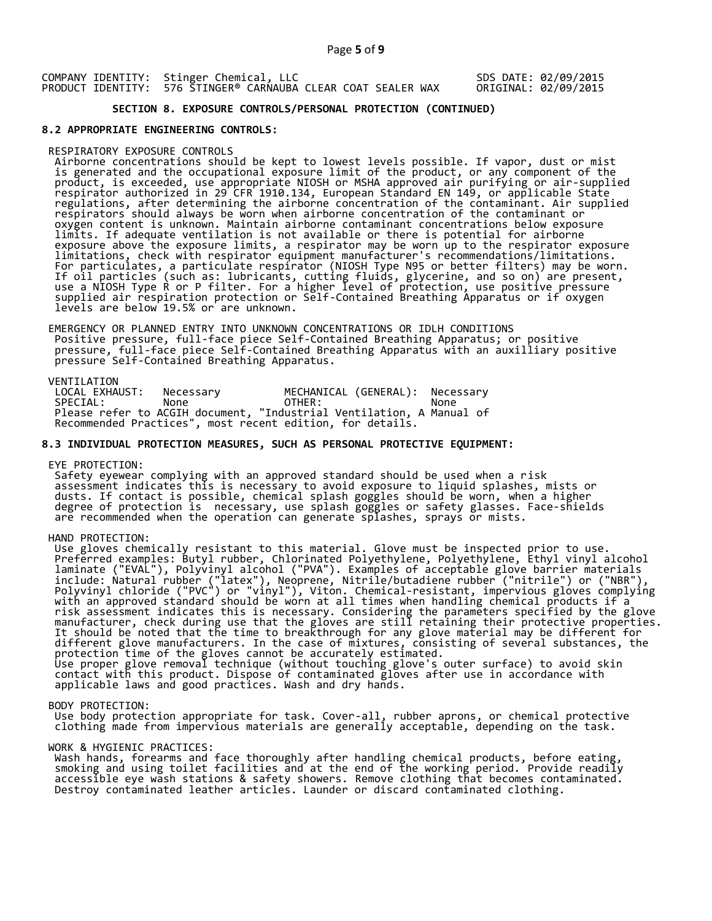COMPANY IDENTITY: Stinger Chemical, LLC SDS DATE: 02/09/2015
PRODUCT IDENTITY: 576 STINGER® CARNAUBA CLEAR COAT SEALER WAX ORIGINAL: 02/09/2015

## SECTION 8. EXPOSURE CONTROLS/PERSONAL PROTECTION (CONTINUED)

### 8.2 APPROPRIATE ENGINEERING CONTROLS:

RESPIRATORY EXPOSURE CONTROLS

Airborne concentrations should be kept to lowest levels possible. If vapor, dust or mist is generated and the occupational exposure limit of the product, or any component of the product, is exceeded, use appropriate NIOSH or MSHA approved air purifying or air-supplied respirator authorized in 29 CFR 1910.134, European Standard EN 149, or applicable State regulations, after determining the airborne concentration of the contaminant. Air supplied respirators should always be worn when airborne concentration of the contaminant or oxygen content is unknown. Maintain airborne contaminant concentrations below exposure limits. If adequate ventilation is not available or there is potential for airborne exposure above the exposure limits, a respirator may be worn up to the respirator exposure limitations, check with respirator equipment manufacturer's recommendations/limitations. For particulates, a particulate respirator (NIOSH Type N95 or better filters) may be worn. If oil particles (such as: lubricants, cutting fluids, glycerine, and so on) are present, use a NIOSH Type R or P filter. For a higher level of protection, use positive pressure supplied air respiration protection or Self-Contained Breathing Apparatus or if oxygen levels are below 19.5% or are unknown.

EMERGENCY OR PLANNED ENTRY INTO UNKNOWN CONCENTRATIONS OR IDLH CONDITIONS

Positive pressure, full-face piece Self-Contained Breathing Apparatus; or positive pressure, full-face piece Self-Contained Breathing Apparatus with an auxilliary positive pressure Self-Contained Breathing Apparatus.

VENTILATION

| LOCAL EXHAUST: | Necessary | MECHANICAL (GENERAL): | Necessary |
|---|---|---|---|
| SPECIAL: | None | OTHER: | None |

Please refer to ACGIH document, "Industrial Ventilation, A Manual of Recommended Practices", most recent edition, for details.

### 8.3 INDIVIDUAL PROTECTION MEASURES, SUCH AS PERSONAL PROTECTIVE EQUIPMENT:

EYE PROTECTION:

Safety eyewear complying with an approved standard should be used when a risk assessment indicates this is necessary to avoid exposure to liquid splashes, mists or dusts. If contact is possible, chemical splash goggles should be worn, when a higher degree of protection is necessary, use splash goggles or safety glasses. Face-shields are recommended when the operation can generate splashes, sprays or mists.

HAND PROTECTION:

Use gloves chemically resistant to this material. Glove must be inspected prior to use. Preferred examples: Butyl rubber, Chlorinated Polyethylene, Polyethylene, Ethyl vinyl alcohol laminate ("EVAL"), Polyvinyl alcohol ("PVA"). Examples of acceptable glove barrier materials include: Natural rubber ("latex"), Neoprene, Nitrile/butadiene rubber ("nitrile") or ("NBR"), Polyvinyl chloride ("PVC") or "vinyl"), Viton. Chemical-resistant, impervious gloves complying with an approved standard should be worn at all times when handling chemical products if a risk assessment indicates this is necessary. Considering the parameters specified by the glove manufacturer, check during use that the gloves are still retaining their protective properties. It should be noted that the time to breakthrough for any glove material may be different for different glove manufacturers. In the case of mixtures, consisting of several substances, the protection time of the gloves cannot be accurately estimated.
Use proper glove removal technique (without touching glove's outer surface) to avoid skin contact with this product. Dispose of contaminated gloves after use in accordance with applicable laws and good practices. Wash and dry hands.

BODY PROTECTION:

Use body protection appropriate for task. Cover-all, rubber aprons, or chemical protective clothing made from impervious materials are generally acceptable, depending on the task.

WORK & HYGIENIC PRACTICES:

Wash hands, forearms and face thoroughly after handling chemical products, before eating, smoking and using toilet facilities and at the end of the working period. Provide readily accessible eye wash stations & safety showers. Remove clothing that becomes contaminated. Destroy contaminated leather articles. Launder or discard contaminated clothing.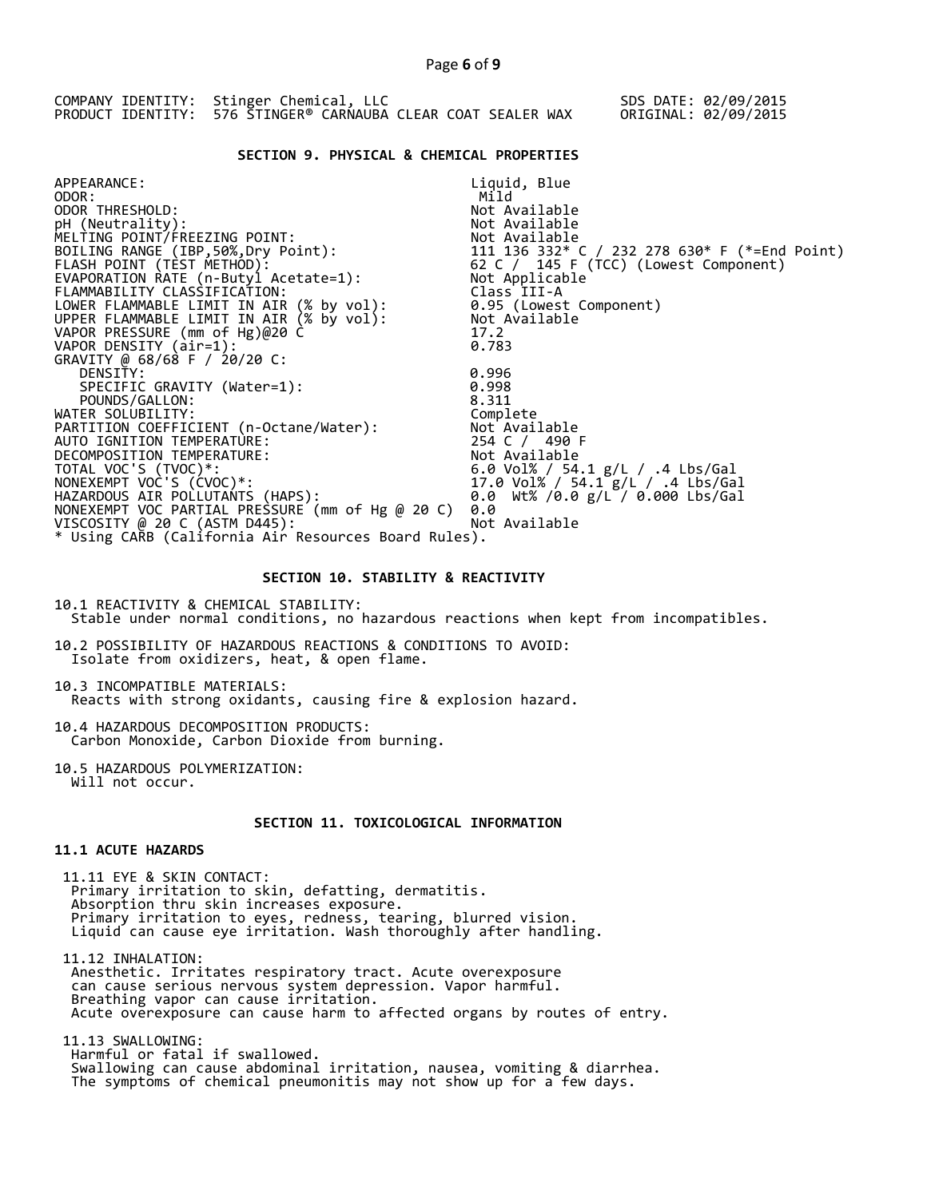COMPANY IDENTITY: Stinger Chemical, LLC  SDS DATE: 02/09/2015
PRODUCT IDENTITY: 576 STINGER® CARNAUBA CLEAR COAT SEALER WAX  ORIGINAL: 02/09/2015

## SECTION 9. PHYSICAL & CHEMICAL PROPERTIES

| Property | Value |
|---|---|
| APPEARANCE: | Liquid, Blue |
| ODOR: | Mild |
| ODOR THRESHOLD: | Not Available |
| pH (Neutrality): | Not Available |
| MELTING POINT/FREEZING POINT: | Not Available |
| BOILING RANGE (IBP,50%,Dry Point): | 111 136 332* C / 232 278 630* F (*=End Point) |
| FLASH POINT (TEST METHOD): | 62 C / 145 F (TCC) (Lowest Component) |
| EVAPORATION RATE (n-Butyl Acetate=1): | Not Applicable |
| FLAMMABILITY CLASSIFICATION: | Class III-A |
| LOWER FLAMMABLE LIMIT IN AIR (% by vol): | 0.95 (Lowest Component) |
| UPPER FLAMMABLE LIMIT IN AIR (% by vol): | Not Available |
| VAPOR PRESSURE (mm of Hg)@20 C | 17.2 |
| VAPOR DENSITY (air=1): | 0.783 |
| GRAVITY @ 68/68 F / 20/20 C: | |
| DENSITY: | 0.996 |
| SPECIFIC GRAVITY (Water=1): | 0.998 |
| POUNDS/GALLON: | 8.311 |
| WATER SOLUBILITY: | Complete |
| PARTITION COEFFICIENT (n-Octane/Water): | Not Available |
| AUTO IGNITION TEMPERATURE: | 254 C / 490 F |
| DECOMPOSITION TEMPERATURE: | Not Available |
| TOTAL VOC'S (TVOC)*: | 6.0 Vol% / 54.1 g/L / .4 Lbs/Gal |
| NONEXEMPT VOC'S (CVOC)*: | 17.0 Vol% / 54.1 g/L / .4 Lbs/Gal |
| HAZARDOUS AIR POLLUTANTS (HAPS): | 0.0 Wt% /0.0 g/L / 0.000 Lbs/Gal |
| NONEXEMPT VOC PARTIAL PRESSURE (mm of Hg @ 20 C) | 0.0 |
| VISCOSITY @ 20 C (ASTM D445): | Not Available |

* Using CARB (California Air Resources Board Rules).

## SECTION 10. STABILITY & REACTIVITY

10.1 REACTIVITY & CHEMICAL STABILITY:
Stable under normal conditions, no hazardous reactions when kept from incompatibles.

10.2 POSSIBILITY OF HAZARDOUS REACTIONS & CONDITIONS TO AVOID:
Isolate from oxidizers, heat, & open flame.

10.3 INCOMPATIBLE MATERIALS:
Reacts with strong oxidants, causing fire & explosion hazard.

10.4 HAZARDOUS DECOMPOSITION PRODUCTS:
Carbon Monoxide, Carbon Dioxide from burning.

10.5 HAZARDOUS POLYMERIZATION:
Will not occur.

## SECTION 11. TOXICOLOGICAL INFORMATION

### 11.1 ACUTE HAZARDS

11.11 EYE & SKIN CONTACT:
Primary irritation to skin, defatting, dermatitis.
Absorption thru skin increases exposure.
Primary irritation to eyes, redness, tearing, blurred vision.
Liquid can cause eye irritation. Wash thoroughly after handling.

11.12 INHALATION:
Anesthetic. Irritates respiratory tract. Acute overexposure can cause serious nervous system depression. Vapor harmful.
Breathing vapor can cause irritation.
Acute overexposure can cause harm to affected organs by routes of entry.

11.13 SWALLOWING:
Harmful or fatal if swallowed.
Swallowing can cause abdominal irritation, nausea, vomiting & diarrhea.
The symptoms of chemical pneumonitis may not show up for a few days.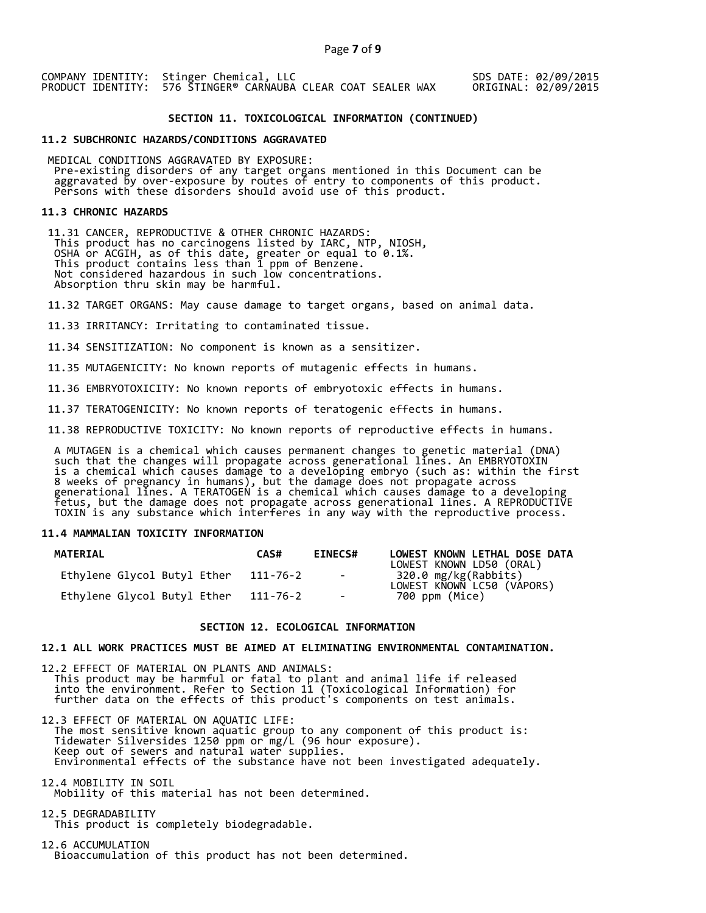COMPANY IDENTITY: Stinger Chemical, LLC SDS DATE: 02/09/2015
PRODUCT IDENTITY: 576 STINGER® CARNAUBA CLEAR COAT SEALER WAX ORIGINAL: 02/09/2015

## SECTION 11. TOXICOLOGICAL INFORMATION (CONTINUED)

### 11.2 SUBCHRONIC HAZARDS/CONDITIONS AGGRAVATED

MEDICAL CONDITIONS AGGRAVATED BY EXPOSURE:
Pre-existing disorders of any target organs mentioned in this Document can be aggravated by over-exposure by routes of entry to components of this product. Persons with these disorders should avoid use of this product.

### 11.3 CHRONIC HAZARDS

11.31 CANCER, REPRODUCTIVE & OTHER CHRONIC HAZARDS:
This product has no carcinogens listed by IARC, NTP, NIOSH, OSHA or ACGIH, as of this date, greater or equal to 0.1%.
This product contains less than 1 ppm of Benzene.
Not considered hazardous in such low concentrations.
Absorption thru skin may be harmful.

11.32 TARGET ORGANS: May cause damage to target organs, based on animal data.

11.33 IRRITANCY: Irritating to contaminated tissue.

11.34 SENSITIZATION: No component is known as a sensitizer.

11.35 MUTAGENICITY: No known reports of mutagenic effects in humans.

11.36 EMBRYOTOXICITY: No known reports of embryotoxic effects in humans.

11.37 TERATOGENICITY: No known reports of teratogenic effects in humans.

11.38 REPRODUCTIVE TOXICITY: No known reports of reproductive effects in humans.

A MUTAGEN is a chemical which causes permanent changes to genetic material (DNA) such that the changes will propagate across generational lines. An EMBRYOTOXIN is a chemical which causes damage to a developing embryo (such as: within the first 8 weeks of pregnancy in humans), but the damage does not propagate across generational lines. A TERATOGEN is a chemical which causes damage to a developing fetus, but the damage does not propagate across generational lines. A REPRODUCTIVE TOXIN is any substance which interferes in any way with the reproductive process.

### 11.4 MAMMALIAN TOXICITY INFORMATION

| MATERIAL | CAS# | EINECS# | LOWEST KNOWN LETHAL DOSE DATA |
|---|---|---|---|
| Ethylene Glycol Butyl Ether | 111-76-2 | - | LOWEST KNOWN LD50 (ORAL) 320.0 mg/kg(Rabbits) |
| Ethylene Glycol Butyl Ether | 111-76-2 | - | LOWEST KNOWN LC50 (VAPORS) 700 ppm (Mice) |

## SECTION 12. ECOLOGICAL INFORMATION

### 12.1 ALL WORK PRACTICES MUST BE AIMED AT ELIMINATING ENVIRONMENTAL CONTAMINATION.

12.2 EFFECT OF MATERIAL ON PLANTS AND ANIMALS:
This product may be harmful or fatal to plant and animal life if released into the environment. Refer to Section 11 (Toxicological Information) for further data on the effects of this product's components on test animals.

12.3 EFFECT OF MATERIAL ON AQUATIC LIFE:
The most sensitive known aquatic group to any component of this product is:
Tidewater Silversides 1250 ppm or mg/L (96 hour exposure).
Keep out of sewers and natural water supplies.
Environmental effects of the substance have not been investigated adequately.

12.4 MOBILITY IN SOIL
Mobility of this material has not been determined.

12.5 DEGRADABILITY
This product is completely biodegradable.

12.6 ACCUMULATION
Bioaccumulation of this product has not been determined.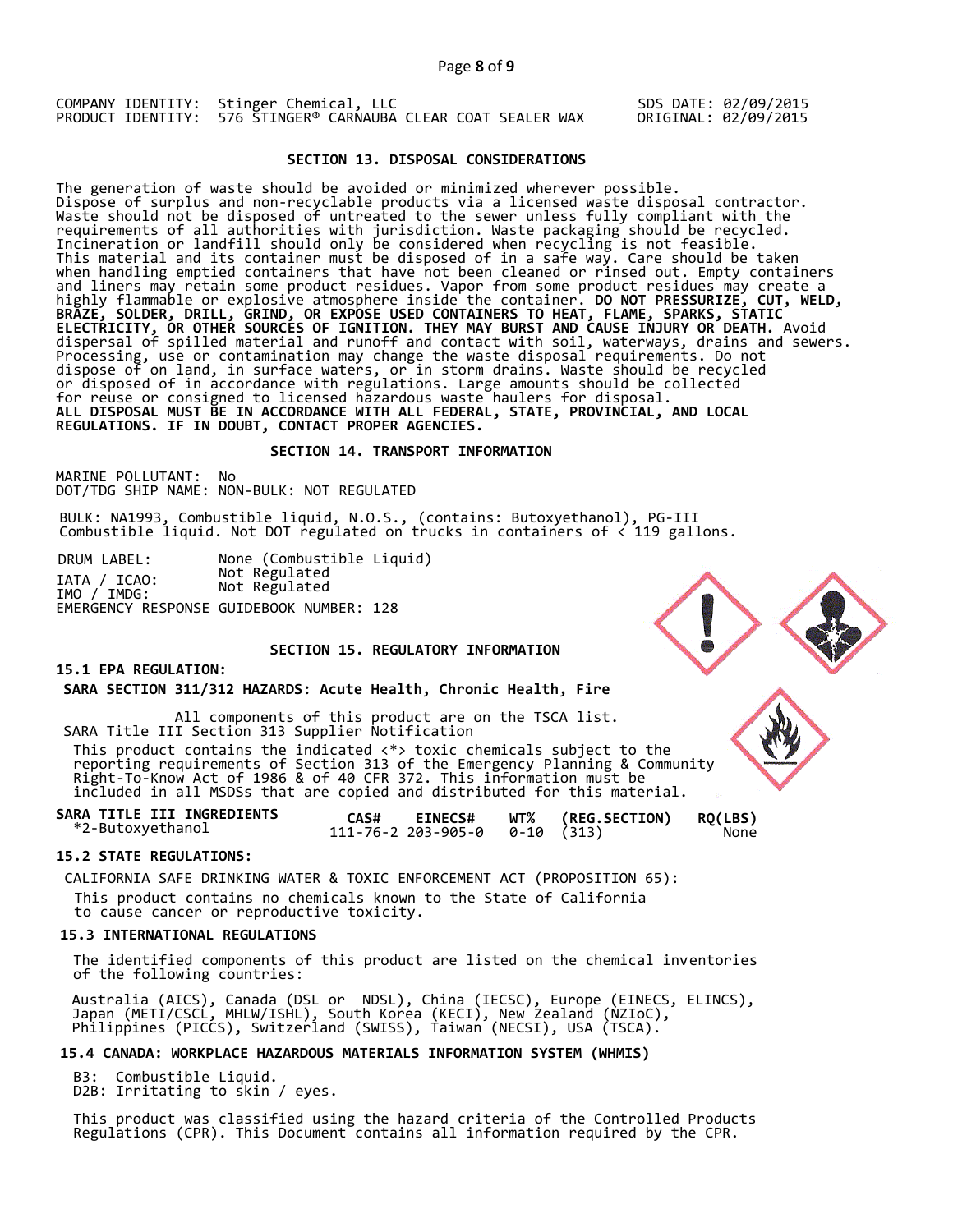COMPANY IDENTITY: Stinger Chemical, LLC SDS DATE: 02/09/2015
PRODUCT IDENTITY: 576 STINGER® CARNAUBA CLEAR COAT SEALER WAX ORIGINAL: 02/09/2015

## SECTION 13. DISPOSAL CONSIDERATIONS

The generation of waste should be avoided or minimized wherever possible. Dispose of surplus and non-recyclable products via a licensed waste disposal contractor. Waste should not be disposed of untreated to the sewer unless fully compliant with the requirements of all authorities with jurisdiction. Waste packaging should be recycled. Incineration or landfill should only be considered when recycling is not feasible. This material and its container must be disposed of in a safe way. Care should be taken when handling emptied containers that have not been cleaned or rinsed out. Empty containers and liners may retain some product residues. Vapor from some product residues may create a highly flammable or explosive atmosphere inside the container. **DO NOT PRESSURIZE, CUT, WELD, BRAZE, SOLDER, DRILL, GRIND, OR EXPOSE USED CONTAINERS TO HEAT, FLAME, SPARKS, STATIC ELECTRICITY, OR OTHER SOURCES OF IGNITION. THEY MAY BURST AND CAUSE INJURY OR DEATH.** Avoid dispersal of spilled material and runoff and contact with soil, waterways, drains and sewers. Processing, use or contamination may change the waste disposal requirements. Do not dispose of on land, in surface waters, or in storm drains. Waste should be recycled or disposed of in accordance with regulations. Large amounts should be collected for reuse or consigned to licensed hazardous waste haulers for disposal.
**ALL DISPOSAL MUST BE IN ACCORDANCE WITH ALL FEDERAL, STATE, PROVINCIAL, AND LOCAL REGULATIONS. IF IN DOUBT, CONTACT PROPER AGENCIES.**

## SECTION 14. TRANSPORT INFORMATION

MARINE POLLUTANT: No
DOT/TDG SHIP NAME: NON-BULK: NOT REGULATED

BULK: NA1993, Combustible liquid, N.O.S., (contains: Butoxyethanol), PG-III
Combustible liquid. Not DOT regulated on trucks in containers of < 119 gallons.

DRUM LABEL: None (Combustible Liquid)
IATA / ICAO: Not Regulated
IMO / IMDG: Not Regulated
EMERGENCY RESPONSE GUIDEBOOK NUMBER: 128

## SECTION 15. REGULATORY INFORMATION

### 15.1 EPA REGULATION:

**SARA SECTION 311/312 HAZARDS: Acute Health, Chronic Health, Fire**

All components of this product are on the TSCA list.
SARA Title III Section 313 Supplier Notification
This product contains the indicated <*> toxic chemicals subject to the reporting requirements of Section 313 of the Emergency Planning & Community Right-To-Know Act of 1986 & of 40 CFR 372. This information must be included in all MSDSs that are copied and distributed for this material.

| SARA TITLE III INGREDIENTS | CAS# | EINECS# | WT% | (REG.SECTION) | RQ(LBS) |
|---|---|---|---|---|---|
| *2-Butoxyethanol | 111-76-2 | 203-905-0 | 0-10 | (313) | None |

### 15.2 STATE REGULATIONS:

CALIFORNIA SAFE DRINKING WATER & TOXIC ENFORCEMENT ACT (PROPOSITION 65):
This product contains no chemicals known to the State of California to cause cancer or reproductive toxicity.

### 15.3 INTERNATIONAL REGULATIONS

The identified components of this product are listed on the chemical inventories of the following countries:

Australia (AICS), Canada (DSL or NDSL), China (IECSC), Europe (EINECS, ELINCS), Japan (METI/CSCL, MHLW/ISHL), South Korea (KECI), New Zealand (NZIoC), Philippines (PICCS), Switzerland (SWISS), Taiwan (NECSI), USA (TSCA).

### 15.4 CANADA: WORKPLACE HAZARDOUS MATERIALS INFORMATION SYSTEM (WHMIS)

B3: Combustible Liquid.
D2B: Irritating to skin / eyes.

This product was classified using the hazard criteria of the Controlled Products Regulations (CPR). This Document contains all information required by the CPR.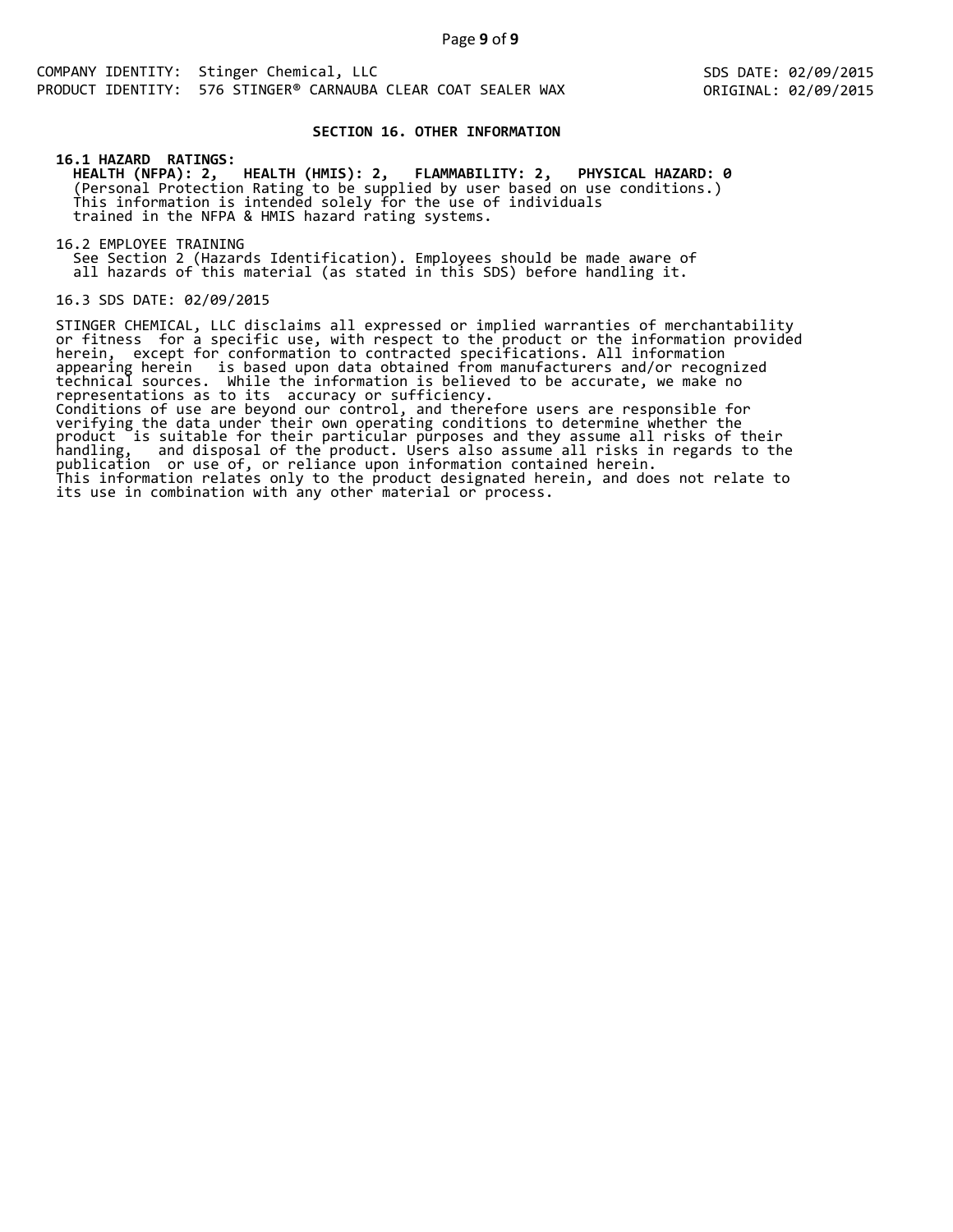COMPANY IDENTITY: Stinger Chemical, LLC
PRODUCT IDENTITY: 576 STINGER® CARNAUBA CLEAR COAT SEALER WAX

SDS DATE: 02/09/2015
ORIGINAL: 02/09/2015

## SECTION 16. OTHER INFORMATION

**16.1 HAZARD RATINGS:**
**HEALTH (NFPA): 2, HEALTH (HMIS): 2, FLAMMABILITY: 2, PHYSICAL HAZARD: 0**
(Personal Protection Rating to be supplied by user based on use conditions.)
This information is intended solely for the use of individuals trained in the NFPA & HMIS hazard rating systems.

16.2 EMPLOYEE TRAINING
See Section 2 (Hazards Identification). Employees should be made aware of all hazards of this material (as stated in this SDS) before handling it.

16.3 SDS DATE: 02/09/2015

STINGER CHEMICAL, LLC disclaims all expressed or implied warranties of merchantability or fitness for a specific use, with respect to the product or the information provided herein, except for conformation to contracted specifications. All information appearing herein is based upon data obtained from manufacturers and/or recognized technical sources. While the information is believed to be accurate, we make no representations as to its accuracy or sufficiency.
Conditions of use are beyond our control, and therefore users are responsible for verifying the data under their own operating conditions to determine whether the product is suitable for their particular purposes and they assume all risks of their handling, and disposal of the product. Users also assume all risks in regards to the publication or use of, or reliance upon information contained herein.
This information relates only to the product designated herein, and does not relate to its use in combination with any other material or process.